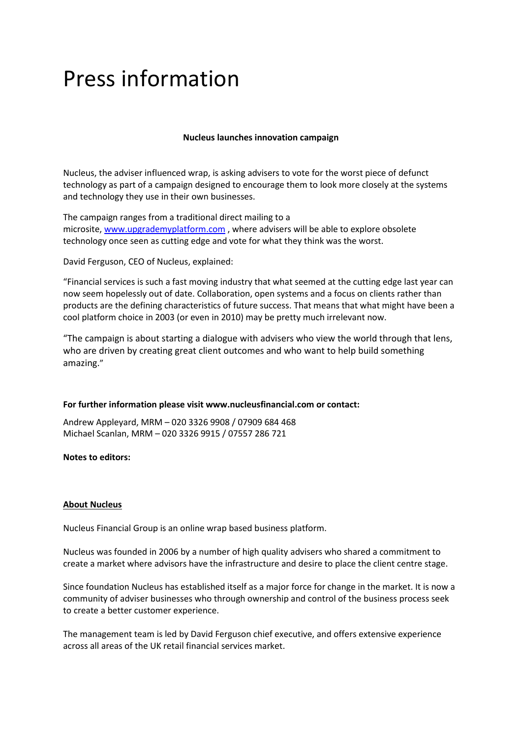# Press information

**Nucleus launches innovation campaign**

Nucleus, the adviser influenced wrap, is asking advisers to vote for the worst piece of defunct technology as part of a campaign designed to encourage them to look more closely at the systems and technology they use in their own businesses.

The campaign ranges from a traditional direct mailing to a microsite, [www.upgrademyplatform.com](http://www.upgrademyplatform.com) , where advisers will be able to explore obsolete technology once seen as cutting edge and vote for what they think was the worst.

David Ferguson, CEO of Nucleus, explained:

"Financial services is such a fast moving industry that what seemed at the cutting edge last year can now seem hopelessly out of date. Collaboration, open systems and a focus on clients rather than products are the defining characteristics of future success. That means that what might have been a cool platform choice in 2003 (or even in 2010) may be pretty much irrelevant now.

"The campaign is about starting a dialogue with advisers who view the world through that lens, who are driven by creating great client outcomes and who want to help build something amazing."

**For further information please visit www.nucleusfinancial.com or contact:**

Andrew Appleyard, MRM – 020 3326 9908 / 07909 684 468
Michael Scanlan, MRM – 020 3326 9915 / 07557 286 721

**Notes to editors:**

**About Nucleus**

Nucleus Financial Group is an online wrap based business platform.

Nucleus was founded in 2006 by a number of high quality advisers who shared a commitment to create a market where advisors have the infrastructure and desire to place the client centre stage.

Since foundation Nucleus has established itself as a major force for change in the market. It is now a community of adviser businesses who through ownership and control of the business process seek to create a better customer experience.

The management team is led by David Ferguson chief executive, and offers extensive experience across all areas of the UK retail financial services market.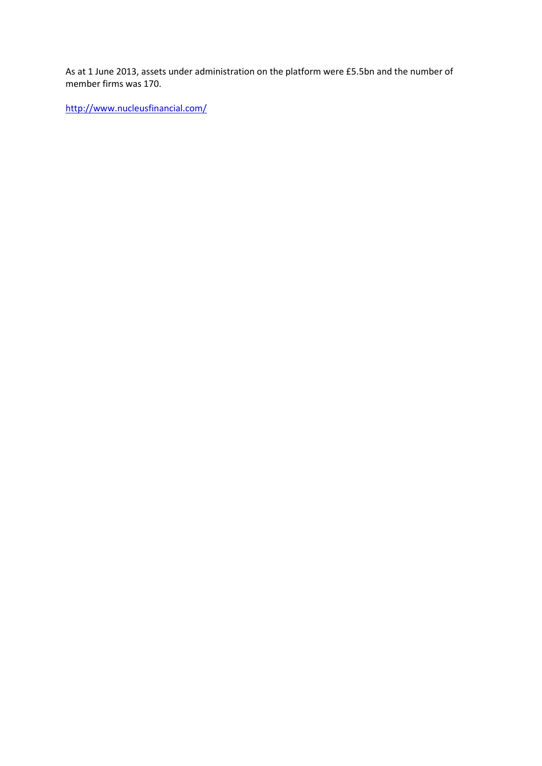As at 1 June 2013, assets under administration on the platform were £5.5bn and the number of member firms was 170.

http://www.nucleusfinancial.com/